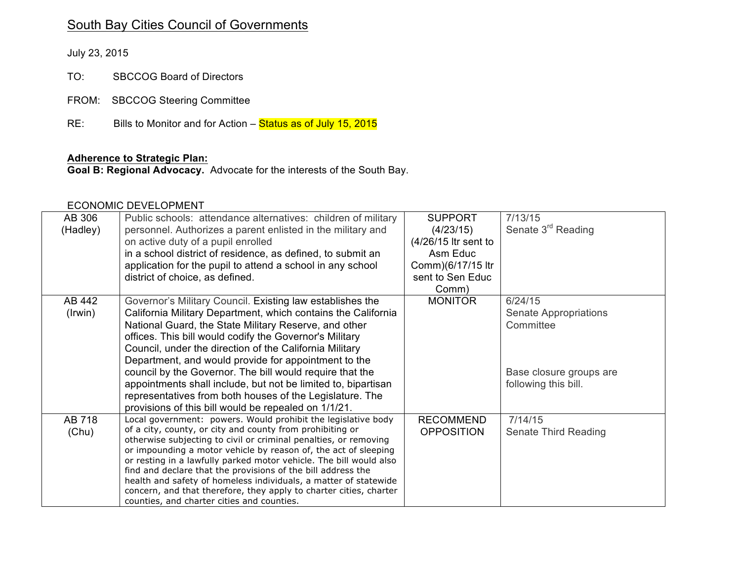## South Bay Cities Council of Governments

July 23, 2015

TO: SBCCOG Board of Directors

FROM: SBCCOG Steering Committee

RE: Bills to Monitor and for Action – Status as of July 15, 2015

**Adherence to Strategic Plan:**

**Goal B: Regional Advocacy.** Advocate for the interests of the South Bay.

ECONOMIC DEVELOPMENT

| | | | |
|---|---|---|---|
| AB 306 (Hadley) | Public schools: attendance alternatives: children of military personnel. Authorizes a parent enlisted in the military and on active duty of a pupil enrolled in a school district of residence, as defined, to submit an application for the pupil to attend a school in any school district of choice, as defined. | SUPPORT (4/23/15) (4/26/15 ltr sent to Asm Educ Comm)(6/17/15 ltr sent to Sen Educ Comm) | 7/13/15 Senate 3rd Reading |
| AB 442 (Irwin) | Governor's Military Council. Existing law establishes the California Military Department, which contains the California National Guard, the State Military Reserve, and other offices. This bill would codify the Governor's Military Council, under the direction of the California Military Department, and would provide for appointment to the council by the Governor. The bill would require that the appointments shall include, but not be limited to, bipartisan representatives from both houses of the Legislature. The provisions of this bill would be repealed on 1/1/21. | MONITOR | 6/24/15 Senate Appropriations Committee<br><br>Base closure groups are following this bill. |
| AB 718 (Chu) | Local government: powers. Would prohibit the legislative body of a city, county, or city and county from prohibiting or otherwise subjecting to civil or criminal penalties, or removing or impounding a motor vehicle by reason of, the act of sleeping or resting in a lawfully parked motor vehicle. The bill would also find and declare that the provisions of the bill address the health and safety of homeless individuals, a matter of statewide concern, and that therefore, they apply to charter cities, charter counties, and charter cities and counties. | RECOMMEND OPPOSITION | 7/14/15 Senate Third Reading |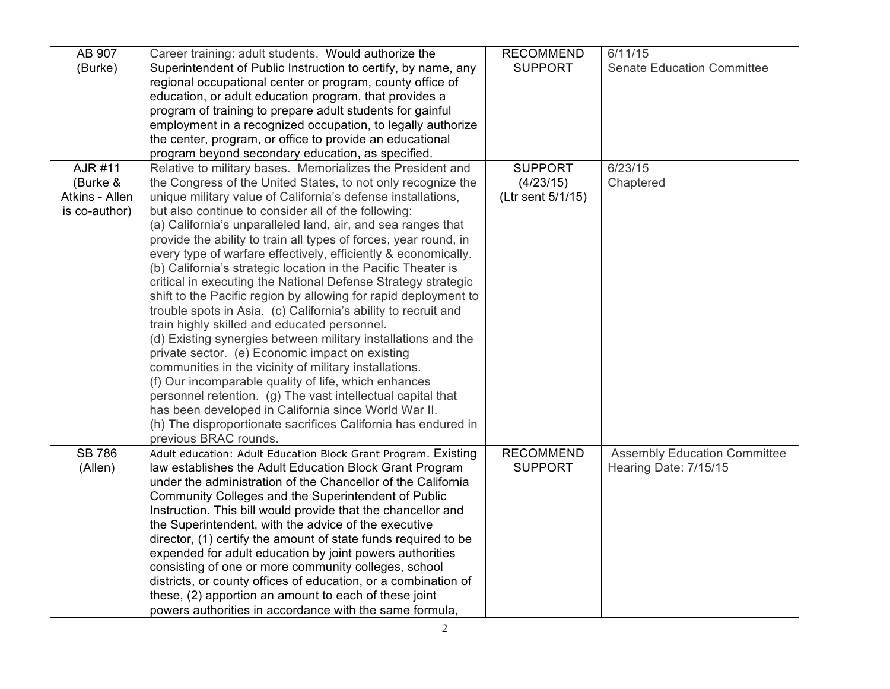| AB 907 (Burke) | Career training: adult students. Would authorize the Superintendent of Public Instruction to certify, by name, any regional occupational center or program, county office of education, or adult education program, that provides a program of training to prepare adult students for gainful employment in a recognized occupation, to legally authorize the center, program, or office to provide an educational program beyond secondary education, as specified. | RECOMMEND SUPPORT | 6/11/15 Senate Education Committee |
|---|---|---|---|
| AJR #11 (Burke & Atkins - Allen is co-author) | Relative to military bases. Memorializes the President and the Congress of the United States, to not only recognize the unique military value of California's defense installations, but also continue to consider all of the following: (a) California's unparalleled land, air, and sea ranges that provide the ability to train all types of forces, year round, in every type of warfare effectively, efficiently & economically. (b) California's strategic location in the Pacific Theater is critical in executing the National Defense Strategy strategic shift to the Pacific region by allowing for rapid deployment to trouble spots in Asia. (c) California's ability to recruit and train highly skilled and educated personnel. (d) Existing synergies between military installations and the private sector. (e) Economic impact on existing communities in the vicinity of military installations. (f) Our incomparable quality of life, which enhances personnel retention. (g) The vast intellectual capital that has been developed in California since World War II. (h) The disproportionate sacrifices California has endured in previous BRAC rounds. | SUPPORT (4/23/15) (Ltr sent 5/1/15) | 6/23/15 Chaptered |
| SB 786 (Allen) | Adult education: Adult Education Block Grant Program. Existing law establishes the Adult Education Block Grant Program under the administration of the Chancellor of the California Community Colleges and the Superintendent of Public Instruction. This bill would provide that the chancellor and the Superintendent, with the advice of the executive director, (1) certify the amount of state funds required to be expended for adult education by joint powers authorities consisting of one or more community colleges, school districts, or county offices of education, or a combination of these, (2) apportion an amount to each of these joint powers authorities in accordance with the same formula, | RECOMMEND SUPPORT | Assembly Education Committee Hearing Date: 7/15/15 |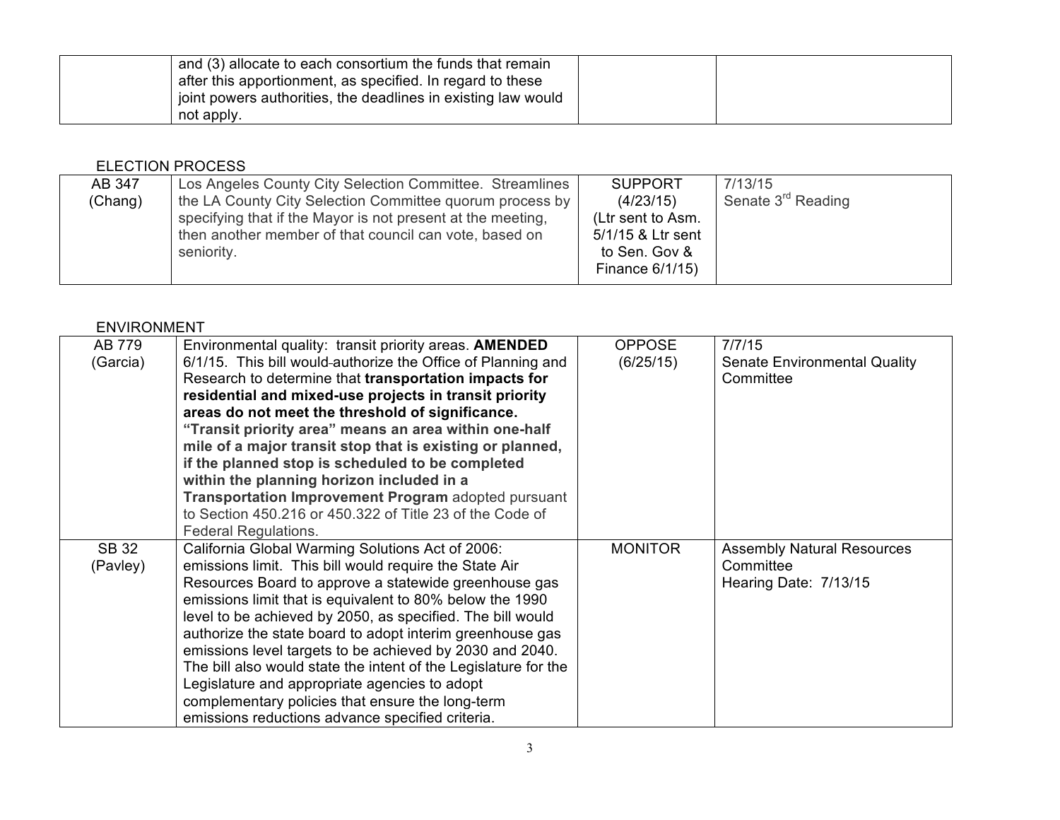| | and (3) allocate to each consortium the funds that remain after this apportionment, as specified. In regard to these joint powers authorities, the deadlines in existing law would not apply. | | |
|---|---|---|---|

ELECTION PROCESS

| | | | |
|---|---|---|---|
| AB 347 (Chang) | Los Angeles County City Selection Committee. Streamlines the LA County City Selection Committee quorum process by specifying that if the Mayor is not present at the meeting, then another member of that council can vote, based on seniority. | SUPPORT (4/23/15) (Ltr sent to Asm. 5/1/15 & Ltr sent to Sen. Gov & Finance 6/1/15) | 7/13/15 Senate 3rd Reading |

ENVIRONMENT

| | | | |
|---|---|---|---|
| AB 779 (Garcia) | Environmental quality: transit priority areas. **AMENDED** 6/1/15. This bill would authorize the Office of Planning and Research to determine that **transportation impacts for residential and mixed-use projects in transit priority areas do not meet the threshold of significance. "Transit priority area" means an area within one-half mile of a major transit stop that is existing or planned, if the planned stop is scheduled to be completed within the planning horizon included in a Transportation Improvement Program** adopted pursuant to Section 450.216 or 450.322 of Title 23 of the Code of Federal Regulations. | OPPOSE (6/25/15) | 7/7/15 Senate Environmental Quality Committee |
| SB 32 (Pavley) | California Global Warming Solutions Act of 2006: emissions limit. This bill would require the State Air Resources Board to approve a statewide greenhouse gas emissions limit that is equivalent to 80% below the 1990 level to be achieved by 2050, as specified. The bill would authorize the state board to adopt interim greenhouse gas emissions level targets to be achieved by 2030 and 2040. The bill also would state the intent of the Legislature for the Legislature and appropriate agencies to adopt complementary policies that ensure the long-term emissions reductions advance specified criteria. | MONITOR | Assembly Natural Resources Committee Hearing Date: 7/13/15 |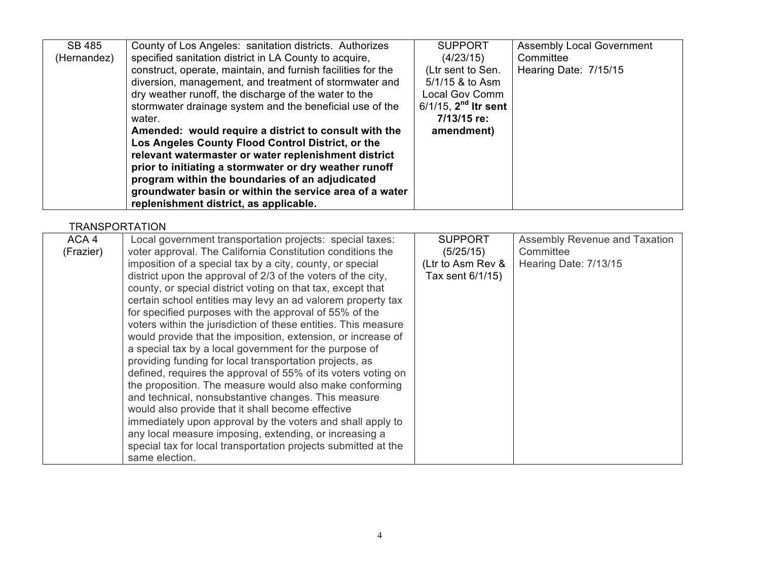| SB 485 (Hernandez) | County of Los Angeles: sanitation districts. Authorizes specified sanitation district in LA County to acquire, construct, operate, maintain, and furnish facilities for the diversion, management, and treatment of stormwater and dry weather runoff, the discharge of the water to the stormwater drainage system and the beneficial use of the water. **Amended: would require a district to consult with the Los Angeles County Flood Control District, or the relevant watermaster or water replenishment district prior to initiating a stormwater or dry weather runoff program within the boundaries of an adjudicated groundwater basin or within the service area of a water replenishment district, as applicable.** | SUPPORT (4/23/15) (Ltr sent to Sen. 5/1/15 & to Asm Local Gov Comm 6/1/15, **2nd ltr sent 7/13/15 re: amendment)** | Assembly Local Government Committee Hearing Date: 7/15/15 |
|---|---|---|---|

TRANSPORTATION

| ACA 4 (Frazier) | Local government transportation projects: special taxes: voter approval. The California Constitution conditions the imposition of a special tax by a city, county, or special district upon the approval of 2/3 of the voters of the city, county, or special district voting on that tax, except that certain school entities may levy an ad valorem property tax for specified purposes with the approval of 55% of the voters within the jurisdiction of these entities. This measure would provide that the imposition, extension, or increase of a special tax by a local government for the purpose of providing funding for local transportation projects, as defined, requires the approval of 55% of its voters voting on the proposition. The measure would also make conforming and technical, nonsubstantive changes. This measure would also provide that it shall become effective immediately upon approval by the voters and shall apply to any local measure imposing, extending, or increasing a special tax for local transportation projects submitted at the same election. | SUPPORT (5/25/15) (Ltr to Asm Rev & Tax sent 6/1/15) | Assembly Revenue and Taxation Committee Hearing Date: 7/13/15 |
|---|---|---|---|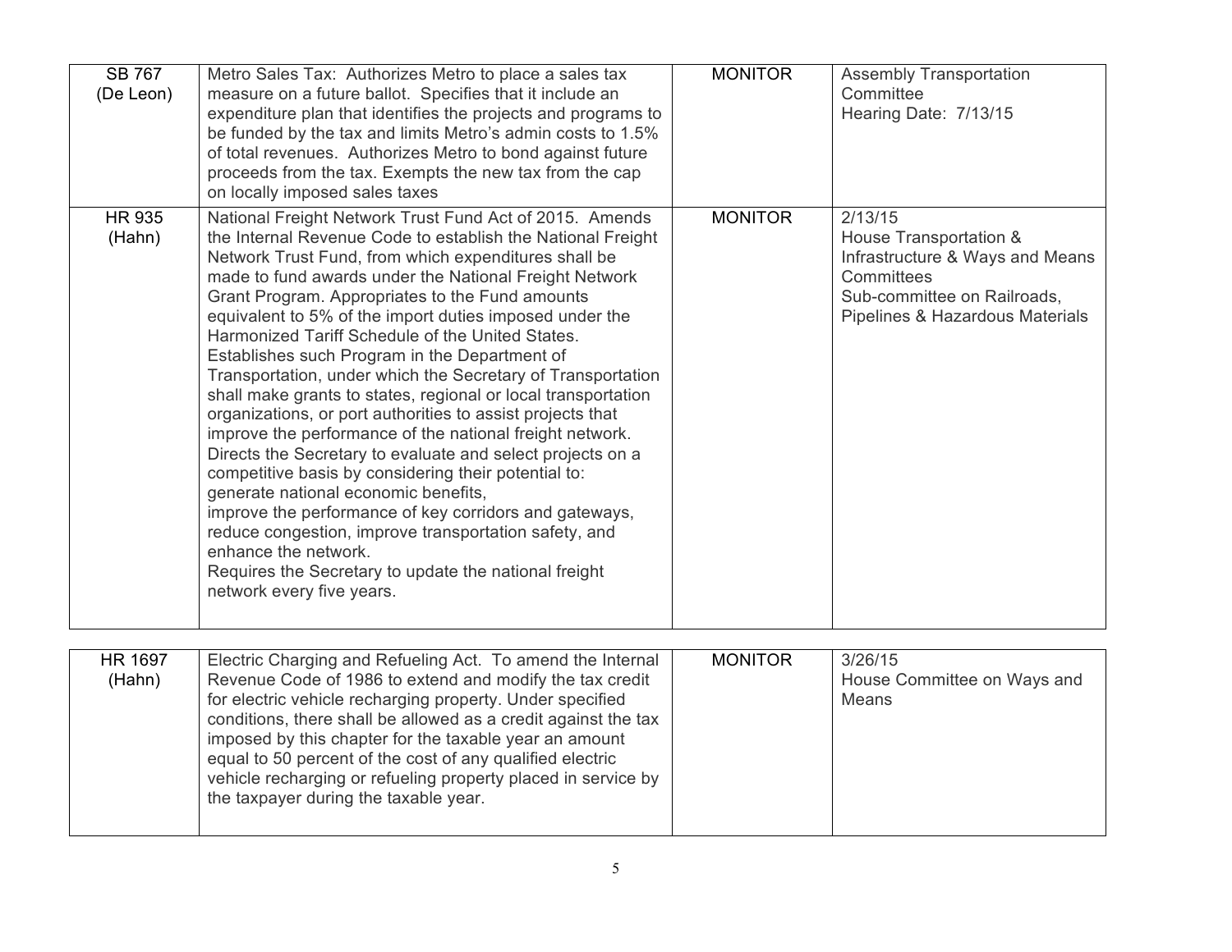| | | | |
|---|---|---|---|
| SB 767 (De Leon) | Metro Sales Tax: Authorizes Metro to place a sales tax measure on a future ballot. Specifies that it include an expenditure plan that identifies the projects and programs to be funded by the tax and limits Metro's admin costs to 1.5% of total revenues. Authorizes Metro to bond against future proceeds from the tax. Exempts the new tax from the cap on locally imposed sales taxes | MONITOR | Assembly Transportation Committee<br>Hearing Date: 7/13/15 |
| HR 935 (Hahn) | National Freight Network Trust Fund Act of 2015. Amends the Internal Revenue Code to establish the National Freight Network Trust Fund, from which expenditures shall be made to fund awards under the National Freight Network Grant Program. Appropriates to the Fund amounts equivalent to 5% of the import duties imposed under the Harmonized Tariff Schedule of the United States.<br>Establishes such Program in the Department of Transportation, under which the Secretary of Transportation shall make grants to states, regional or local transportation organizations, or port authorities to assist projects that improve the performance of the national freight network.<br>Directs the Secretary to evaluate and select projects on a competitive basis by considering their potential to: generate national economic benefits,<br>improve the performance of key corridors and gateways, reduce congestion, improve transportation safety, and enhance the network.<br>Requires the Secretary to update the national freight network every five years. | MONITOR | 2/13/15<br>House Transportation & Infrastructure & Ways and Means Committees<br>Sub-committee on Railroads, Pipelines & Hazardous Materials |
| HR 1697 (Hahn) | Electric Charging and Refueling Act. To amend the Internal Revenue Code of 1986 to extend and modify the tax credit for electric vehicle recharging property. Under specified conditions, there shall be allowed as a credit against the tax imposed by this chapter for the taxable year an amount equal to 50 percent of the cost of any qualified electric vehicle recharging or refueling property placed in service by the taxpayer during the taxable year. | MONITOR | 3/26/15<br>House Committee on Ways and Means |